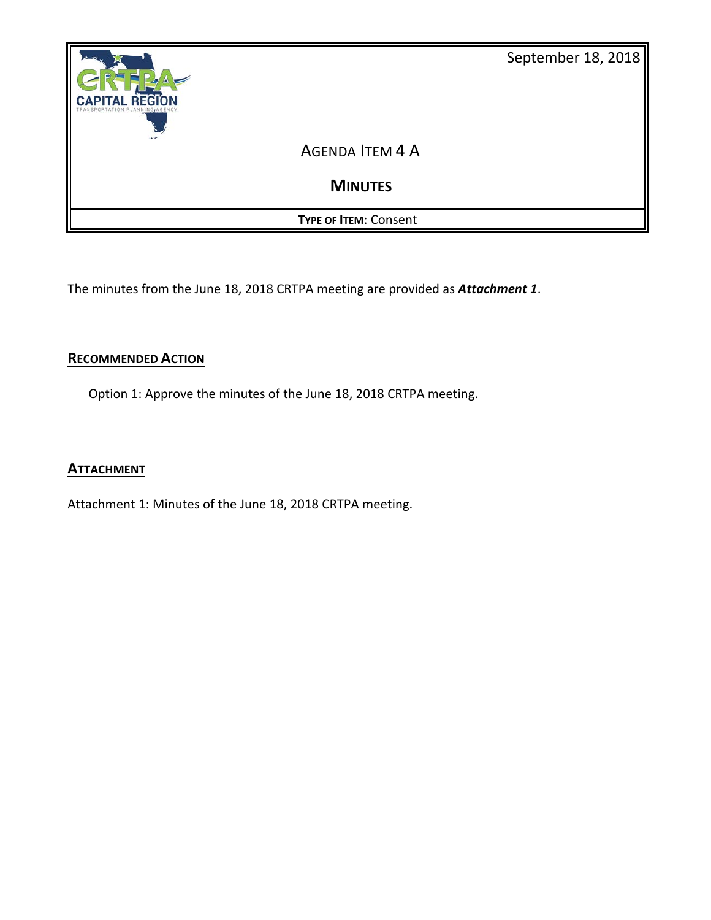September 18, 2018

# AGENDA ITEM 4 A

## MINUTES

**TYPE OF ITEM**: Consent

The minutes from the June 18, 2018 CRTPA meeting are provided as ***Attachment 1***.

### RECOMMENDED ACTION

Option 1: Approve the minutes of the June 18, 2018 CRTPA meeting.

### ATTACHMENT

Attachment 1: Minutes of the June 18, 2018 CRTPA meeting.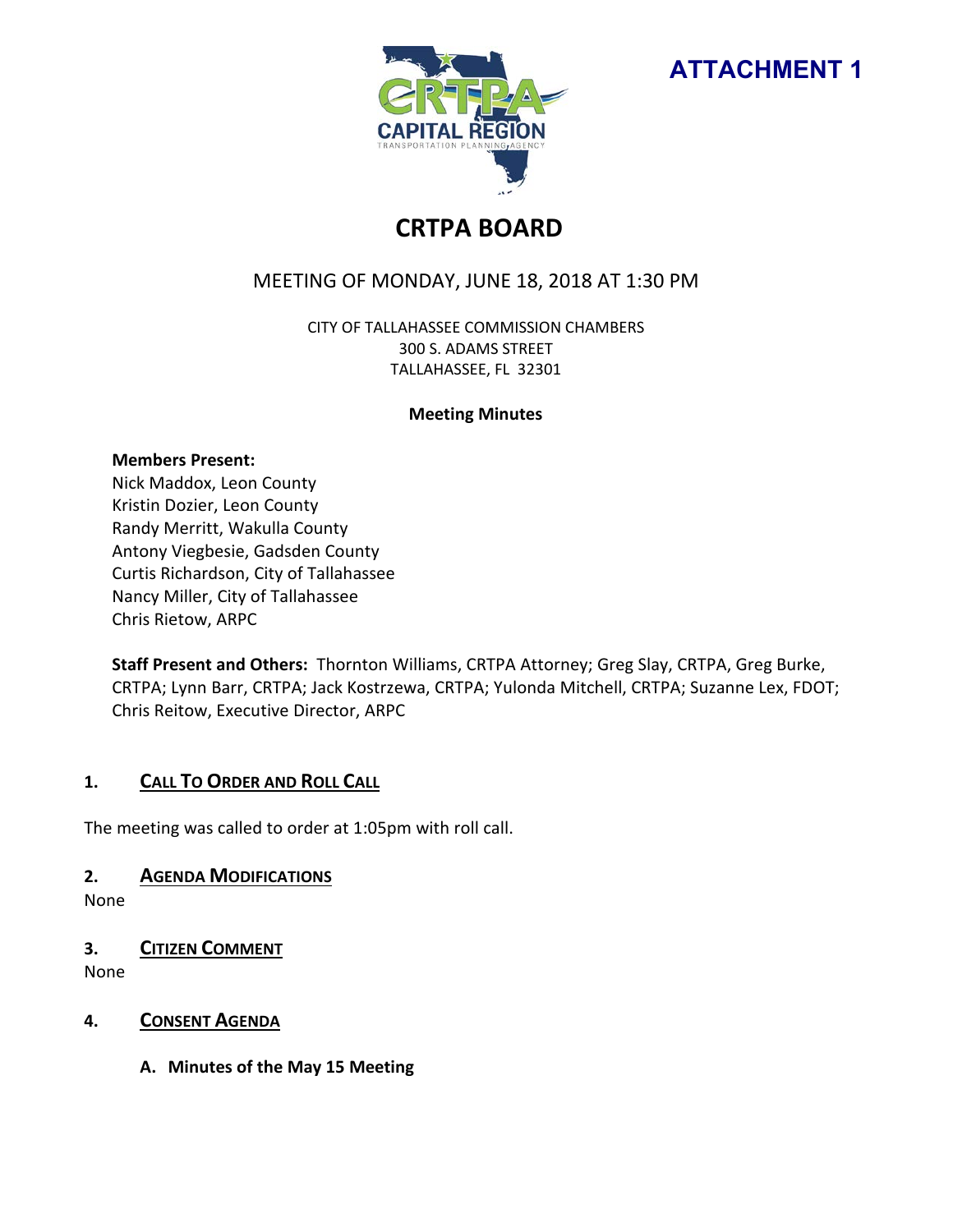**ATTACHMENT 1**

# CRTPA BOARD

## MEETING OF MONDAY, JUNE 18, 2018 AT 1:30 PM

CITY OF TALLAHASSEE COMMISSION CHAMBERS
300 S. ADAMS STREET
TALLAHASSEE, FL 32301

**Meeting Minutes**

**Members Present:**
Nick Maddox, Leon County
Kristin Dozier, Leon County
Randy Merritt, Wakulla County
Antony Viegbesie, Gadsden County
Curtis Richardson, City of Tallahassee
Nancy Miller, City of Tallahassee
Chris Rietow, ARPC

**Staff Present and Others:** Thornton Williams, CRTPA Attorney; Greg Slay, CRTPA, Greg Burke, CRTPA; Lynn Barr, CRTPA; Jack Kostrzewa, CRTPA; Yulonda Mitchell, CRTPA; Suzanne Lex, FDOT; Chris Reitow, Executive Director, ARPC

### 1. CALL TO ORDER AND ROLL CALL

The meeting was called to order at 1:05pm with roll call.

### 2. AGENDA MODIFICATIONS

None

### 3. CITIZEN COMMENT

None

### 4. CONSENT AGENDA

**A. Minutes of the May 15 Meeting**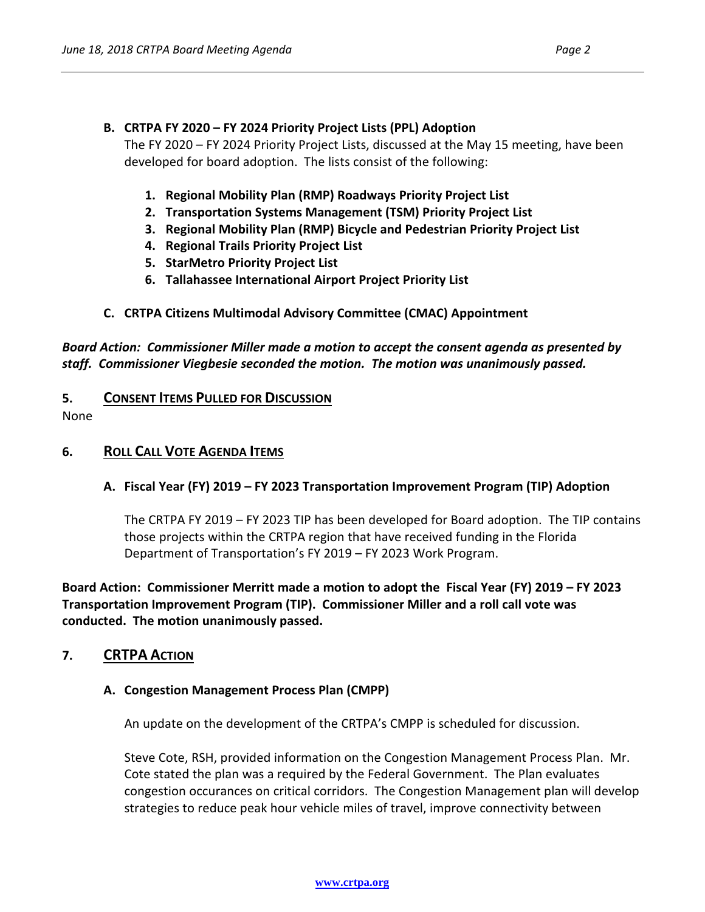**B. CRTPA FY 2020 – FY 2024 Priority Project Lists (PPL) Adoption**

The FY 2020 – FY 2024 Priority Project Lists, discussed at the May 15 meeting, have been developed for board adoption. The lists consist of the following:

1. **Regional Mobility Plan (RMP) Roadways Priority Project List**
2. **Transportation Systems Management (TSM) Priority Project List**
3. **Regional Mobility Plan (RMP) Bicycle and Pedestrian Priority Project List**
4. **Regional Trails Priority Project List**
5. **StarMetro Priority Project List**
6. **Tallahassee International Airport Project Priority List**

**C. CRTPA Citizens Multimodal Advisory Committee (CMAC) Appointment**

***Board Action: Commissioner Miller made a motion to accept the consent agenda as presented by staff. Commissioner Viegbesie seconded the motion. The motion was unanimously passed.***

## 5. CONSENT ITEMS PULLED FOR DISCUSSION

None

## 6. ROLL CALL VOTE AGENDA ITEMS

**A. Fiscal Year (FY) 2019 – FY 2023 Transportation Improvement Program (TIP) Adoption**

The CRTPA FY 2019 – FY 2023 TIP has been developed for Board adoption. The TIP contains those projects within the CRTPA region that have received funding in the Florida Department of Transportation's FY 2019 – FY 2023 Work Program.

**Board Action: Commissioner Merritt made a motion to adopt the Fiscal Year (FY) 2019 – FY 2023 Transportation Improvement Program (TIP). Commissioner Miller and a roll call vote was conducted. The motion unanimously passed.**

## 7. CRTPA ACTION

**A. Congestion Management Process Plan (CMPP)**

An update on the development of the CRTPA's CMPP is scheduled for discussion.

Steve Cote, RSH, provided information on the Congestion Management Process Plan. Mr. Cote stated the plan was a required by the Federal Government. The Plan evaluates congestion occurances on critical corridors. The Congestion Management plan will develop strategies to reduce peak hour vehicle miles of travel, improve connectivity between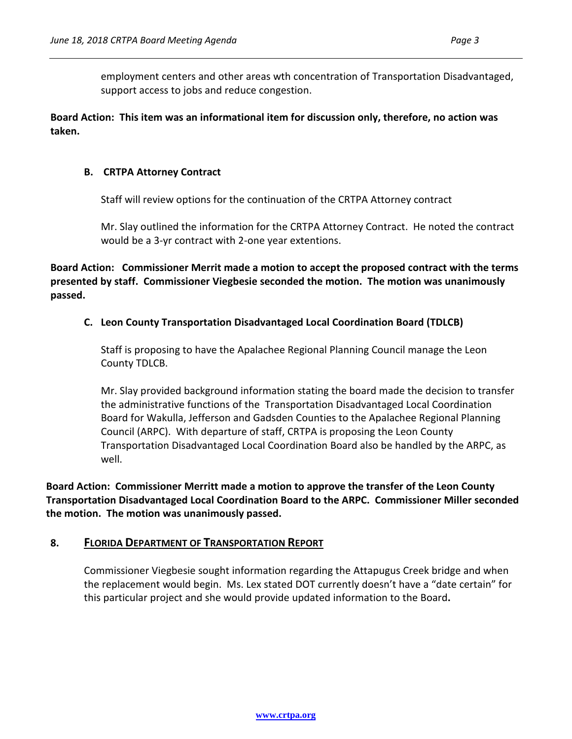employment centers and other areas wth concentration of Transportation Disadvantaged, support access to jobs and reduce congestion.

**Board Action: This item was an informational item for discussion only, therefore, no action was taken.**

**B. CRTPA Attorney Contract**

Staff will review options for the continuation of the CRTPA Attorney contract

Mr. Slay outlined the information for the CRTPA Attorney Contract. He noted the contract would be a 3-yr contract with 2-one year extentions.

**Board Action: Commissioner Merrit made a motion to accept the proposed contract with the terms presented by staff. Commissioner Viegbesie seconded the motion. The motion was unanimously passed.**

**C. Leon County Transportation Disadvantaged Local Coordination Board (TDLCB)**

Staff is proposing to have the Apalachee Regional Planning Council manage the Leon County TDLCB.

Mr. Slay provided background information stating the board made the decision to transfer the administrative functions of the Transportation Disadvantaged Local Coordination Board for Wakulla, Jefferson and Gadsden Counties to the Apalachee Regional Planning Council (ARPC). With departure of staff, CRTPA is proposing the Leon County Transportation Disadvantaged Local Coordination Board also be handled by the ARPC, as well.

**Board Action: Commissioner Merritt made a motion to approve the transfer of the Leon County Transportation Disadvantaged Local Coordination Board to the ARPC. Commissioner Miller seconded the motion. The motion was unanimously passed.**

## 8. FLORIDA DEPARTMENT OF TRANSPORTATION REPORT

Commissioner Viegbesie sought information regarding the Attapugus Creek bridge and when the replacement would begin. Ms. Lex stated DOT currently doesn't have a "date certain" for this particular project and she would provide updated information to the Board.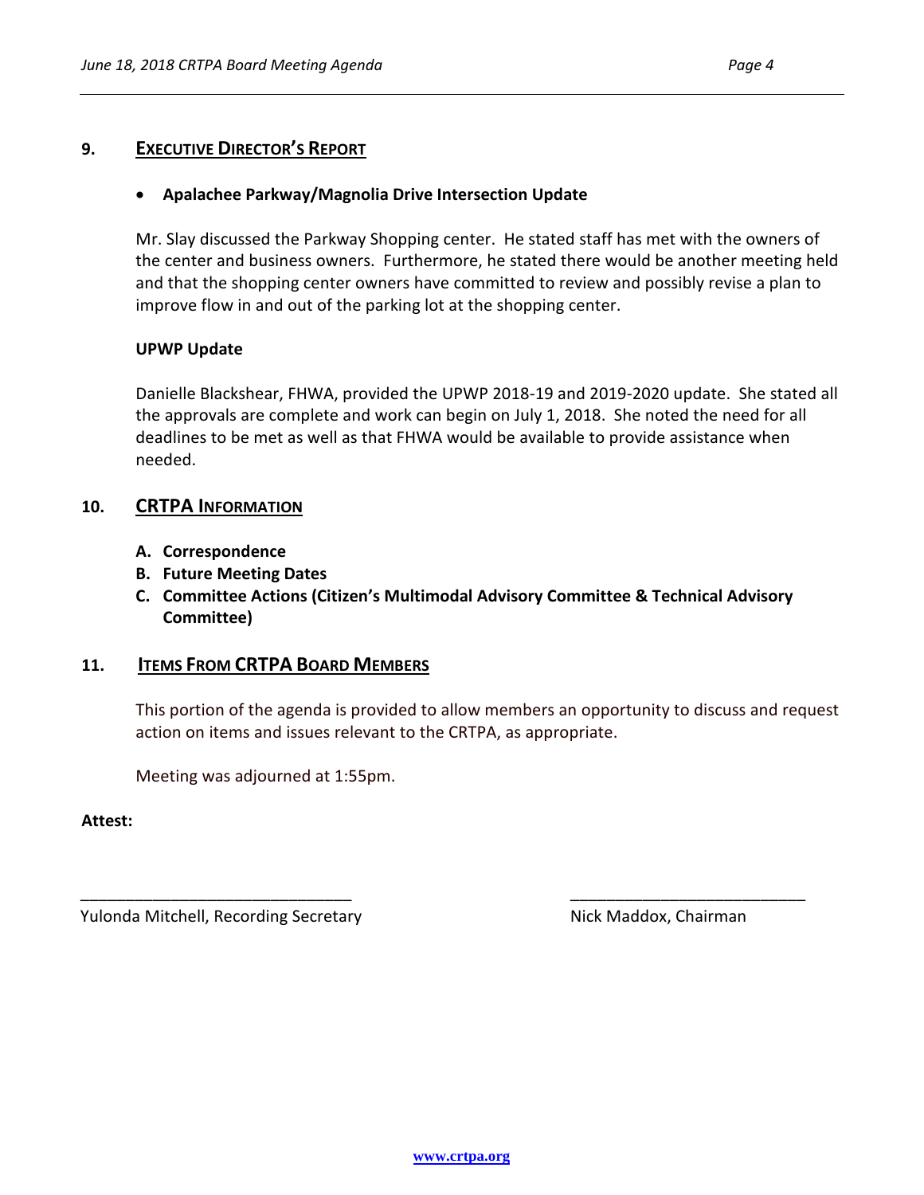## 9. EXECUTIVE DIRECTOR'S REPORT

- **Apalachee Parkway/Magnolia Drive Intersection Update**

Mr. Slay discussed the Parkway Shopping center. He stated staff has met with the owners of the center and business owners. Furthermore, he stated there would be another meeting held and that the shopping center owners have committed to review and possibly revise a plan to improve flow in and out of the parking lot at the shopping center.

**UPWP Update**

Danielle Blackshear, FHWA, provided the UPWP 2018-19 and 2019-2020 update. She stated all the approvals are complete and work can begin on July 1, 2018. She noted the need for all deadlines to be met as well as that FHWA would be available to provide assistance when needed.

## 10. CRTPA INFORMATION

- **A. Correspondence**
- **B. Future Meeting Dates**
- **C. Committee Actions (Citizen's Multimodal Advisory Committee & Technical Advisory Committee)**

## 11. ITEMS FROM CRTPA BOARD MEMBERS

This portion of the agenda is provided to allow members an opportunity to discuss and request action on items and issues relevant to the CRTPA, as appropriate.

Meeting was adjourned at 1:55pm.

**Attest:**

_______________________________ _______________________________

Yulonda Mitchell, Recording Secretary Nick Maddox, Chairman

www.crtpa.org